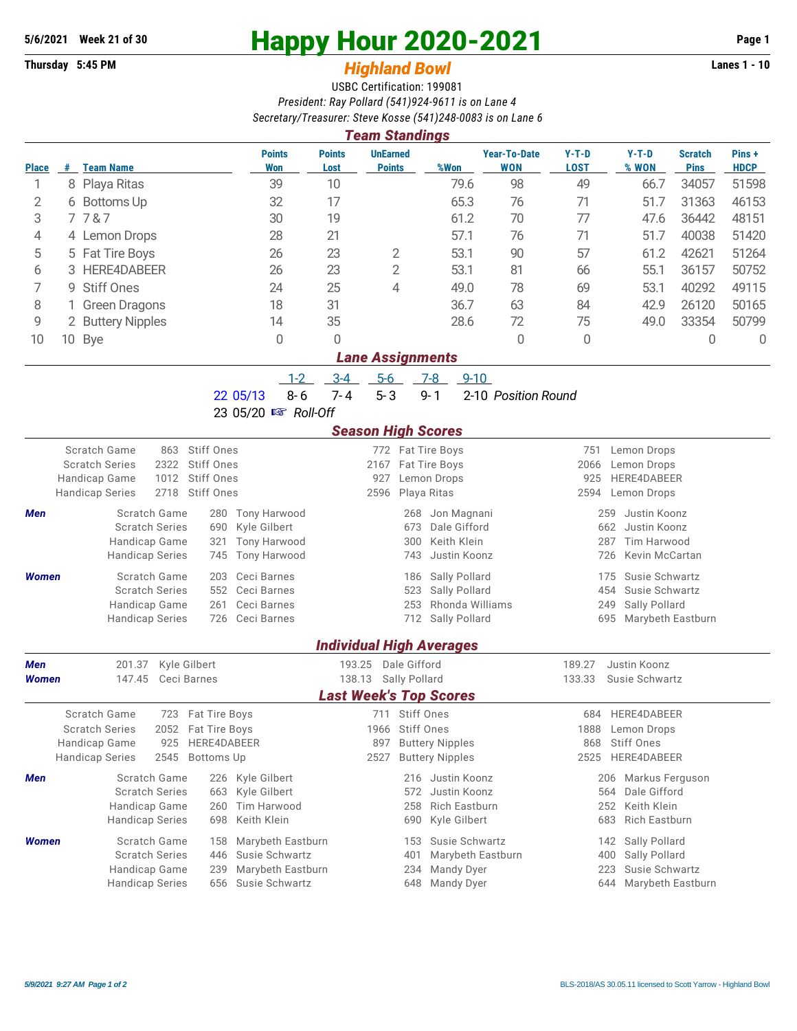5/6/2021 Week 21 of 30

Thursday 5:45 PM

# Happy Hour 2020-2021

## Highland Bowl

Lanes 1 - 10

USBC Certification: 199081

*President: Ray Pollard (541)924-9611 is on Lane 4*

*Secretary/Treasurer: Steve Kosse (541)248-0083 is on Lane 6*

## Team Standings

| Place | # | Team Name | Points Won | Points Lost | UnEarned Points | %Won | Year-To-Date WON | Y-T-D LOST | Y-T-D % WON | Scratch Pins | Pins + HDCP |
|---|---|---|---|---|---|---|---|---|---|---|---|
| 1 | 8 | Playa Ritas | 39 | 10 | | 79.6 | 98 | 49 | 66.7 | 34057 | 51598 |
| 2 | 6 | Bottoms Up | 32 | 17 | | 65.3 | 76 | 71 | 51.7 | 31363 | 46153 |
| 3 | 7 | 7 & 7 | 30 | 19 | | 61.2 | 70 | 77 | 47.6 | 36442 | 48151 |
| 4 | 4 | Lemon Drops | 28 | 21 | | 57.1 | 76 | 71 | 51.7 | 40038 | 51420 |
| 5 | 5 | Fat Tire Boys | 26 | 23 | 2 | 53.1 | 90 | 57 | 61.2 | 42621 | 51264 |
| 6 | 3 | HERE4DABEER | 26 | 23 | 2 | 53.1 | 81 | 66 | 55.1 | 36157 | 50752 |
| 7 | 9 | Stiff Ones | 24 | 25 | 4 | 49.0 | 78 | 69 | 53.1 | 40292 | 49115 |
| 8 | 1 | Green Dragons | 18 | 31 | | 36.7 | 63 | 84 | 42.9 | 26120 | 50165 |
| 9 | 2 | Buttery Nipples | 14 | 35 | | 28.6 | 72 | 75 | 49.0 | 33354 | 50799 |
| 10 | 10 | Bye | 0 | 0 | | | 0 | 0 | | 0 | 0 |

## Lane Assignments

| | 1-2 | 3-4 | 5-6 | 7-8 | 9-10 | |
|---|---|---|---|---|---|---|
| 22 05/13 | 8- 6 | 7- 4 | 5- 3 | 9- 1 | 2-10 | *Position Round* |
| 23 05/20 ☞ *Roll-Off* | | | | | | |

## Season High Scores

| | | | | | | |
|---|---|---|---|---|---|---|
| Scratch Game | 863 | Stiff Ones | 772 | Fat Tire Boys | 751 | Lemon Drops |
| Scratch Series | 2322 | Stiff Ones | 2167 | Fat Tire Boys | 2066 | Lemon Drops |
| Handicap Game | 1012 | Stiff Ones | 927 | Lemon Drops | 925 | HERE4DABEER |
| Handicap Series | 2718 | Stiff Ones | 2596 | Playa Ritas | 2594 | Lemon Drops |

| | | | | | | | |
|---|---|---|---|---|---|---|---|
| **Men** | Scratch Game | 280 | Tony Harwood | 268 | Jon Magnani | 259 | Justin Koonz |
| | Scratch Series | 690 | Kyle Gilbert | 673 | Dale Gifford | 662 | Justin Koonz |
| | Handicap Game | 321 | Tony Harwood | 300 | Keith Klein | 287 | Tim Harwood |
| | Handicap Series | 745 | Tony Harwood | 743 | Justin Koonz | 726 | Kevin McCartan |
| **Women** | Scratch Game | 203 | Ceci Barnes | 186 | Sally Pollard | 175 | Susie Schwartz |
| | Scratch Series | 552 | Ceci Barnes | 523 | Sally Pollard | 454 | Susie Schwartz |
| | Handicap Game | 261 | Ceci Barnes | 253 | Rhonda Williams | 249 | Sally Pollard |
| | Handicap Series | 726 | Ceci Barnes | 712 | Sally Pollard | 695 | Marybeth Eastburn |

## Individual High Averages

| | | | | | | |
|---|---|---|---|---|---|---|
| **Men** | 201.37 | Kyle Gilbert | 193.25 | Dale Gifford | 189.27 | Justin Koonz |
| **Women** | 147.45 | Ceci Barnes | 138.13 | Sally Pollard | 133.33 | Susie Schwartz |

## Last Week's Top Scores

| | | | | | | |
|---|---|---|---|---|---|---|
| Scratch Game | 723 | Fat Tire Boys | 711 | Stiff Ones | 684 | HERE4DABEER |
| Scratch Series | 2052 | Fat Tire Boys | 1966 | Stiff Ones | 1888 | Lemon Drops |
| Handicap Game | 925 | HERE4DABEER | 897 | Buttery Nipples | 868 | Stiff Ones |
| Handicap Series | 2545 | Bottoms Up | 2527 | Buttery Nipples | 2525 | HERE4DABEER |

| | | | | | | | |
|---|---|---|---|---|---|---|---|
| **Men** | Scratch Game | 226 | Kyle Gilbert | 216 | Justin Koonz | 206 | Markus Ferguson |
| | Scratch Series | 663 | Kyle Gilbert | 572 | Justin Koonz | 564 | Dale Gifford |
| | Handicap Game | 260 | Tim Harwood | 258 | Rich Eastburn | 252 | Keith Klein |
| | Handicap Series | 698 | Keith Klein | 690 | Kyle Gilbert | 683 | Rich Eastburn |
| **Women** | Scratch Game | 158 | Marybeth Eastburn | 153 | Susie Schwartz | 142 | Sally Pollard |
| | Scratch Series | 446 | Susie Schwartz | 401 | Marybeth Eastburn | 400 | Sally Pollard |
| | Handicap Game | 239 | Marybeth Eastburn | 234 | Mandy Dyer | 223 | Susie Schwartz |
| | Handicap Series | 656 | Susie Schwartz | 648 | Mandy Dyer | 644 | Marybeth Eastburn |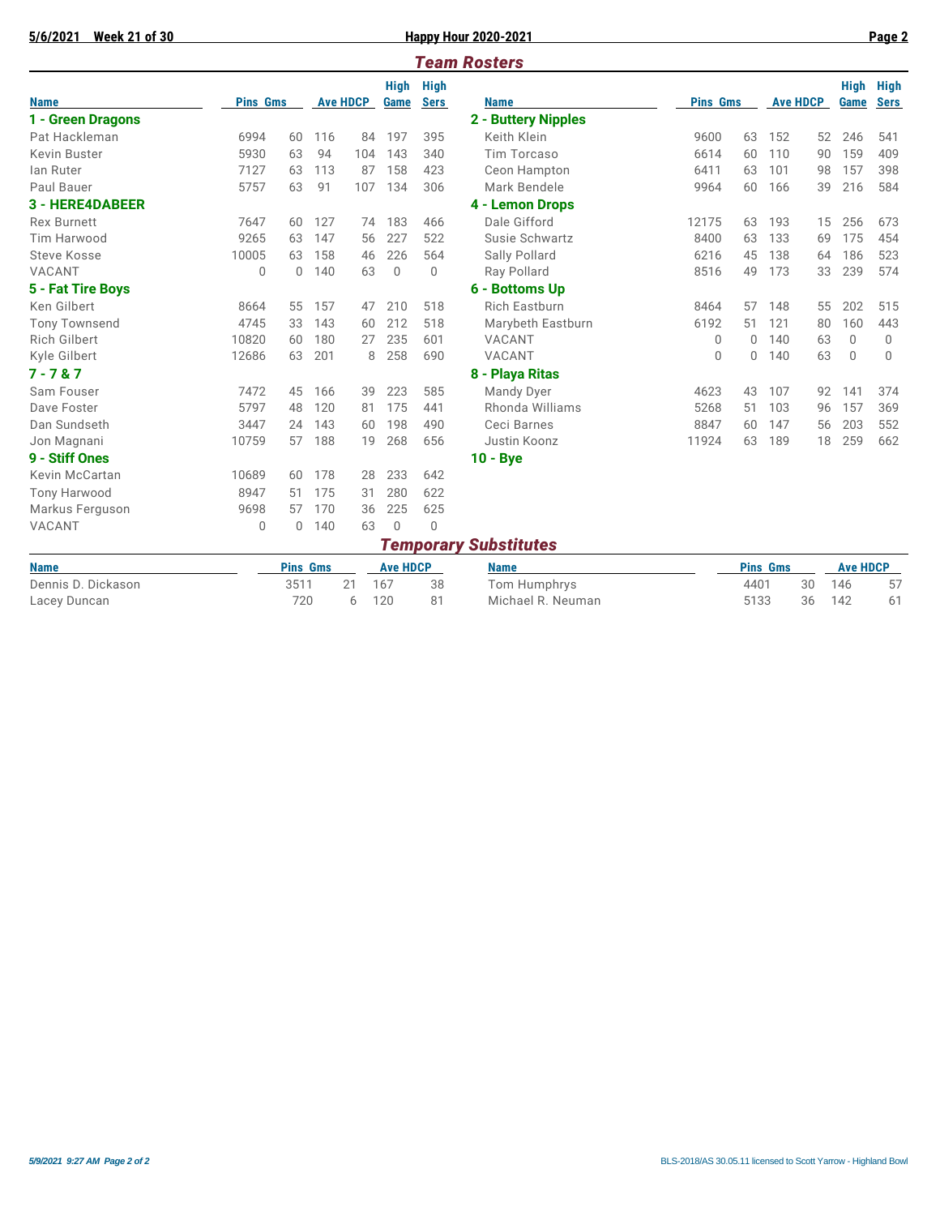## Team Rosters

| Name | Pins | Gms | Ave | HDCP | High Game | High Sers |
|---|---|---|---|---|---|---|
| **1 - Green Dragons** | | | | | | |
| Pat Hackleman | 6994 | 60 | 116 | 84 | 197 | 395 |
| Kevin Buster | 5930 | 63 | 94 | 104 | 143 | 340 |
| Ian Ruter | 7127 | 63 | 113 | 87 | 158 | 423 |
| Paul Bauer | 5757 | 63 | 91 | 107 | 134 | 306 |
| **3 - HERE4DABEER** | | | | | | |
| Rex Burnett | 7647 | 60 | 127 | 74 | 183 | 466 |
| Tim Harwood | 9265 | 63 | 147 | 56 | 227 | 522 |
| Steve Kosse | 10005 | 63 | 158 | 46 | 226 | 564 |
| VACANT | 0 | 0 | 140 | 63 | 0 | 0 |
| **5 - Fat Tire Boys** | | | | | | |
| Ken Gilbert | 8664 | 55 | 157 | 47 | 210 | 518 |
| Tony Townsend | 4745 | 33 | 143 | 60 | 212 | 518 |
| Rich Gilbert | 10820 | 60 | 180 | 27 | 235 | 601 |
| Kyle Gilbert | 12686 | 63 | 201 | 8 | 258 | 690 |
| **7 - 7 & 7** | | | | | | |
| Sam Fouser | 7472 | 45 | 166 | 39 | 223 | 585 |
| Dave Foster | 5797 | 48 | 120 | 81 | 175 | 441 |
| Dan Sundseth | 3447 | 24 | 143 | 60 | 198 | 490 |
| Jon Magnani | 10759 | 57 | 188 | 19 | 268 | 656 |
| **9 - Stiff Ones** | | | | | | |
| Kevin McCartan | 10689 | 60 | 178 | 28 | 233 | 642 |
| Tony Harwood | 8947 | 51 | 175 | 31 | 280 | 622 |
| Markus Ferguson | 9698 | 57 | 170 | 36 | 225 | 625 |
| VACANT | 0 | 0 | 140 | 63 | 0 | 0 |

| Name | Pins | Gms | Ave | HDCP | High Game | High Sers |
|---|---|---|---|---|---|---|
| **2 - Buttery Nipples** | | | | | | |
| Keith Klein | 9600 | 63 | 152 | 52 | 246 | 541 |
| Tim Torcaso | 6614 | 60 | 110 | 90 | 159 | 409 |
| Ceon Hampton | 6411 | 63 | 101 | 98 | 157 | 398 |
| Mark Bendele | 9964 | 60 | 166 | 39 | 216 | 584 |
| **4 - Lemon Drops** | | | | | | |
| Dale Gifford | 12175 | 63 | 193 | 15 | 256 | 673 |
| Susie Schwartz | 8400 | 63 | 133 | 69 | 175 | 454 |
| Sally Pollard | 6216 | 45 | 138 | 64 | 186 | 523 |
| Ray Pollard | 8516 | 49 | 173 | 33 | 239 | 574 |
| **6 - Bottoms Up** | | | | | | |
| Rich Eastburn | 8464 | 57 | 148 | 55 | 202 | 515 |
| Marybeth Eastburn | 6192 | 51 | 121 | 80 | 160 | 443 |
| VACANT | 0 | 0 | 140 | 63 | 0 | 0 |
| VACANT | 0 | 0 | 140 | 63 | 0 | 0 |
| **8 - Playa Ritas** | | | | | | |
| Mandy Dyer | 4623 | 43 | 107 | 92 | 141 | 374 |
| Rhonda Williams | 5268 | 51 | 103 | 96 | 157 | 369 |
| Ceci Barnes | 8847 | 60 | 147 | 56 | 203 | 552 |
| Justin Koonz | 11924 | 63 | 189 | 18 | 259 | 662 |
| **10 - Bye** | | | | | | |

## Temporary Substitutes

| Name | Pins | Gms | Ave | HDCP |
|---|---|---|---|---|
| Dennis D. Dickason | 3511 | 21 | 167 | 38 |
| Lacey Duncan | 720 | 6 | 120 | 81 |
| Tom Humphrys | 4401 | 30 | 146 | 57 |
| Michael R. Neuman | 5133 | 36 | 142 | 61 |